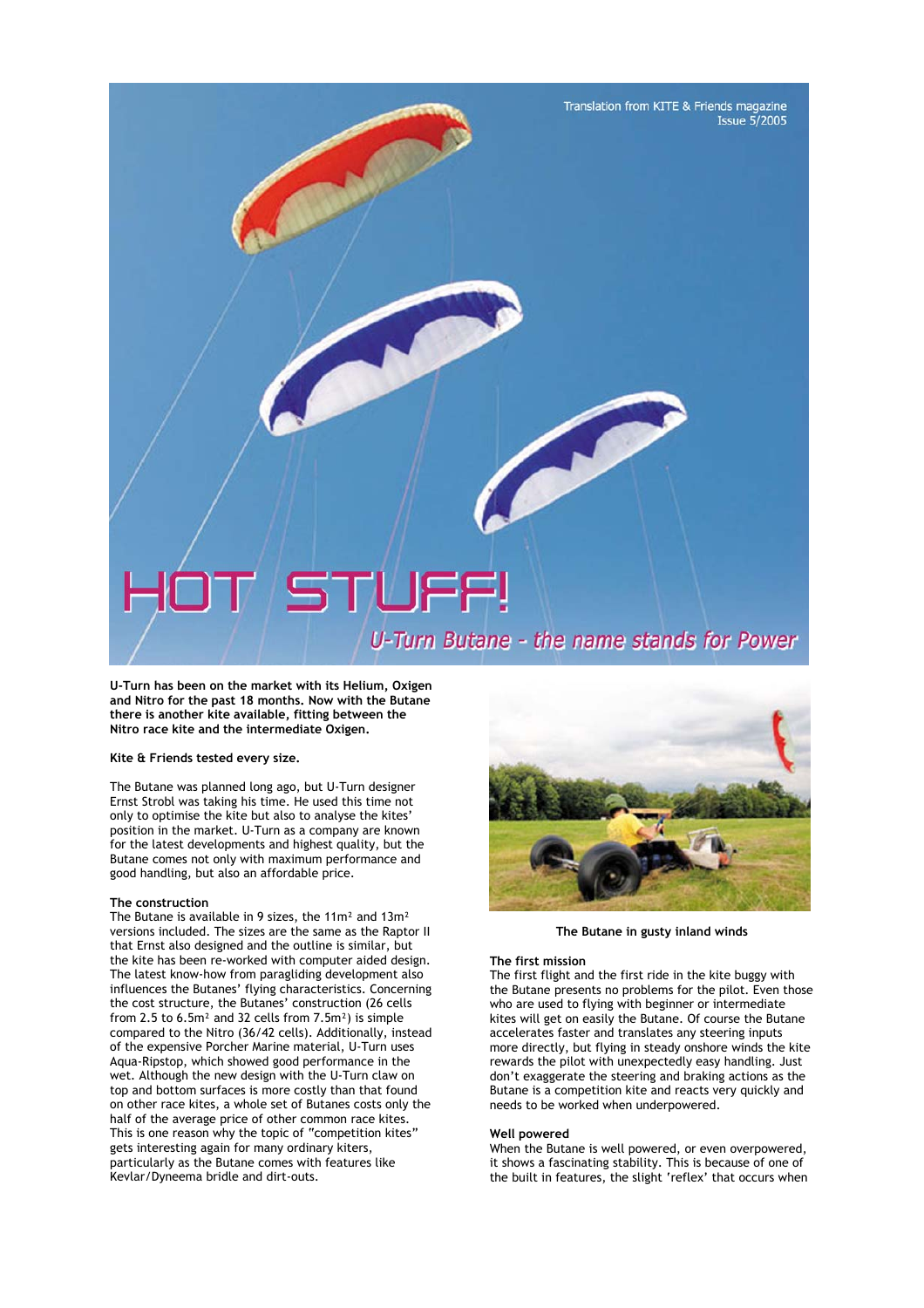Translation from KITE & Friends magazine
Issue 5/2005

# HOT STUFF!

## U-Turn Butane - the name stands for Power

**U-Turn has been on the market with its Helium, Oxigen and Nitro for the past 18 months. Now with the Butane there is another kite available, fitting between the Nitro race kite and the intermediate Oxigen.**

**Kite & Friends tested every size.**

The Butane was planned long ago, but U-Turn designer Ernst Strobl was taking his time. He used this time not only to optimise the kite but also to analyse the kites' position in the market. U-Turn as a company are known for the latest developments and highest quality, but the Butane comes not only with maximum performance and good handling, but also an affordable price.

### The construction

The Butane is available in 9 sizes, the 11m² and 13m² versions included. The sizes are the same as the Raptor II that Ernst also designed and the outline is similar, but the kite has been re-worked with computer aided design. The latest know-how from paragliding development also influences the Butanes' flying characteristics. Concerning the cost structure, the Butanes' construction (26 cells from 2.5 to 6.5m² and 32 cells from 7.5m²) is simple compared to the Nitro (36/42 cells). Additionally, instead of the expensive Porcher Marine material, U-Turn uses Aqua-Ripstop, which showed good performance in the wet. Although the new design with the U-Turn claw on top and bottom surfaces is more costly than that found on other race kites, a whole set of Butanes costs only the half of the average price of other common race kites. This is one reason why the topic of "competition kites" gets interesting again for many ordinary kiters, particularly as the Butane comes with features like Kevlar/Dyneema bridle and dirt-outs.

The Butane in gusty inland winds

### The first mission

The first flight and the first ride in the kite buggy with the Butane presents no problems for the pilot. Even those who are used to flying with beginner or intermediate kites will get on easily the Butane. Of course the Butane accelerates faster and translates any steering inputs more directly, but flying in steady onshore winds the kite rewards the pilot with unexpectedly easy handling. Just don't exaggerate the steering and braking actions as the Butane is a competition kite and reacts very quickly and needs to be worked when underpowered.

### Well powered

When the Butane is well powered, or even overpowered, it shows a fascinating stability. This is because of one of the built in features, the slight 'reflex' that occurs when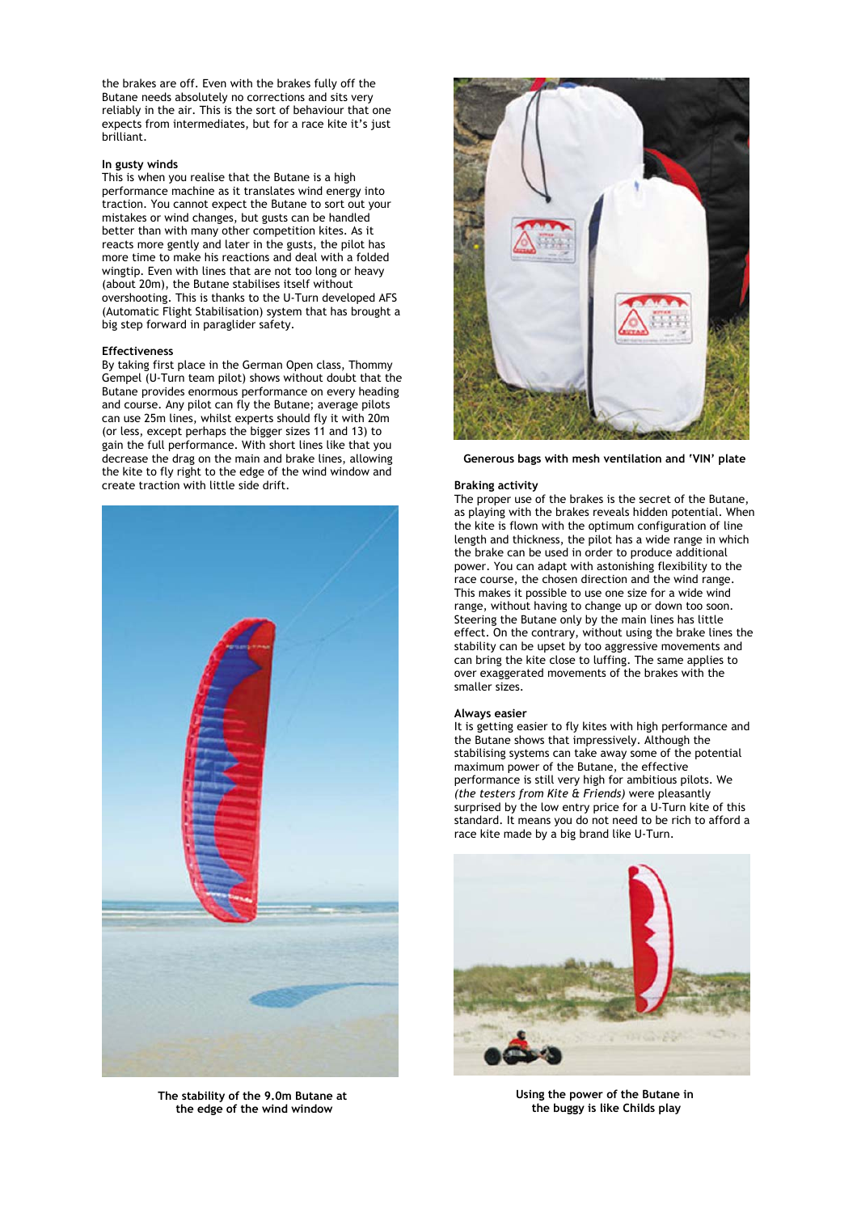the brakes are off. Even with the brakes fully off the Butane needs absolutely no corrections and sits very reliably in the air. This is the sort of behaviour that one expects from intermediates, but for a race kite it's just brilliant.

### In gusty winds

This is when you realise that the Butane is a high performance machine as it translates wind energy into traction. You cannot expect the Butane to sort out your mistakes or wind changes, but gusts can be handled better than with many other competition kites. As it reacts more gently and later in the gusts, the pilot has more time to make his reactions and deal with a folded wingtip. Even with lines that are not too long or heavy (about 20m), the Butane stabilises itself without overshooting. This is thanks to the U-Turn developed AFS (Automatic Flight Stabilisation) system that has brought a big step forward in paraglider safety.

### Effectiveness

By taking first place in the German Open class, Thommy Gempel (U-Turn team pilot) shows without doubt that the Butane provides enormous performance on every heading and course. Any pilot can fly the Butane; average pilots can use 25m lines, whilst experts should fly it with 20m (or less, except perhaps the bigger sizes 11 and 13) to gain the full performance. With short lines like that you decrease the drag on the main and brake lines, allowing the kite to fly right to the edge of the wind window and create traction with little side drift.

**The stability of the 9.0m Butane at the edge of the wind window**

**Generous bags with mesh ventilation and 'VIN' plate**

### Braking activity

The proper use of the brakes is the secret of the Butane, as playing with the brakes reveals hidden potential. When the kite is flown with the optimum configuration of line length and thickness, the pilot has a wide range in which the brake can be used in order to produce additional power. You can adapt with astonishing flexibility to the race course, the chosen direction and the wind range. This makes it possible to use one size for a wide wind range, without having to change up or down too soon. Steering the Butane only by the main lines has little effect. On the contrary, without using the brake lines the stability can be upset by too aggressive movements and can bring the kite close to luffing. The same applies to over exaggerated movements of the brakes with the smaller sizes.

### Always easier

It is getting easier to fly kites with high performance and the Butane shows that impressively. Although the stabilising systems can take away some of the potential maximum power of the Butane, the effective performance is still very high for ambitious pilots. We *(the testers from Kite & Friends)* were pleasantly surprised by the low entry price for a U-Turn kite of this standard. It means you do not need to be rich to afford a race kite made by a big brand like U-Turn.

**Using the power of the Butane in the buggy is like Childs play**